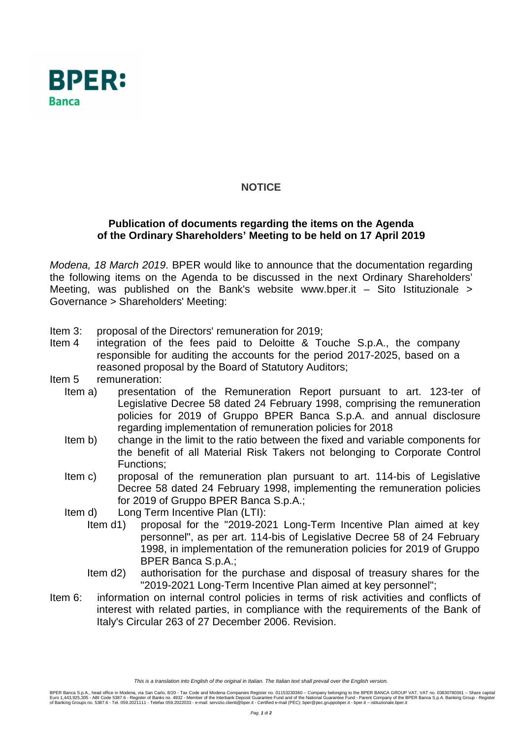BPER: Banca

## NOTICE

### Publication of documents regarding the items on the Agenda of the Ordinary Shareholders' Meeting to be held on 17 April 2019

*Modena, 18 March 2019*. BPER would like to announce that the documentation regarding the following items on the Agenda to be discussed in the next Ordinary Shareholders' Meeting, was published on the Bank's website www.bper.it – Sito Istituzionale > Governance > Shareholders' Meeting:

- Item 3: proposal of the Directors' remuneration for 2019;
- Item 4 integration of the fees paid to Deloitte & Touche S.p.A., the company responsible for auditing the accounts for the period 2017-2025, based on a reasoned proposal by the Board of Statutory Auditors;
- Item 5 remuneration:
  - Item a) presentation of the Remuneration Report pursuant to art. 123-ter of Legislative Decree 58 dated 24 February 1998, comprising the remuneration policies for 2019 of Gruppo BPER Banca S.p.A. and annual disclosure regarding implementation of remuneration policies for 2018
  - Item b) change in the limit to the ratio between the fixed and variable components for the benefit of all Material Risk Takers not belonging to Corporate Control Functions;
  - Item c) proposal of the remuneration plan pursuant to art. 114-bis of Legislative Decree 58 dated 24 February 1998, implementing the remuneration policies for 2019 of Gruppo BPER Banca S.p.A.;
  - Item d) Long Term Incentive Plan (LTI):
    - Item d1) proposal for the "2019-2021 Long-Term Incentive Plan aimed at key personnel", as per art. 114-bis of Legislative Decree 58 of 24 February 1998, in implementation of the remuneration policies for 2019 of Gruppo BPER Banca S.p.A.;
    - Item d2) authorisation for the purchase and disposal of treasury shares for the "2019-2021 Long-Term Incentive Plan aimed at key personnel";
- Item 6: information on internal control policies in terms of risk activities and conflicts of interest with related parties, in compliance with the requirements of the Bank of Italy's Circular 263 of 27 December 2006. Revision.

*This is a translation into English of the original in Italian. The Italian text shall prevail over the English version.*

BPER Banca S.p.A., head office in Modena, via San Carlo, 8/20 - Tax Code and Modena Companies Register no. 01153230360 – Company belonging to the BPER BANCA GROUP VAT, VAT no. 03830780361 – Share capital Euro 1,443,925,305 - ABI Code 5387.6 - Register of Banks no. 4932 - Member of the Interbank Deposit Guarantee Fund and of the National Guarantee Fund - Parent Company of the BPER Banca S.p.A. Banking Group - Register of Banking Groups no. 5387.6 - Tel. 059.2021111 - Telefax 059.2022033 - e-mail: servizio.clienti@bper.it - Certified e-mail (PEC): bper@pec.gruppobper.it - bper.it – istituzionale.bper.it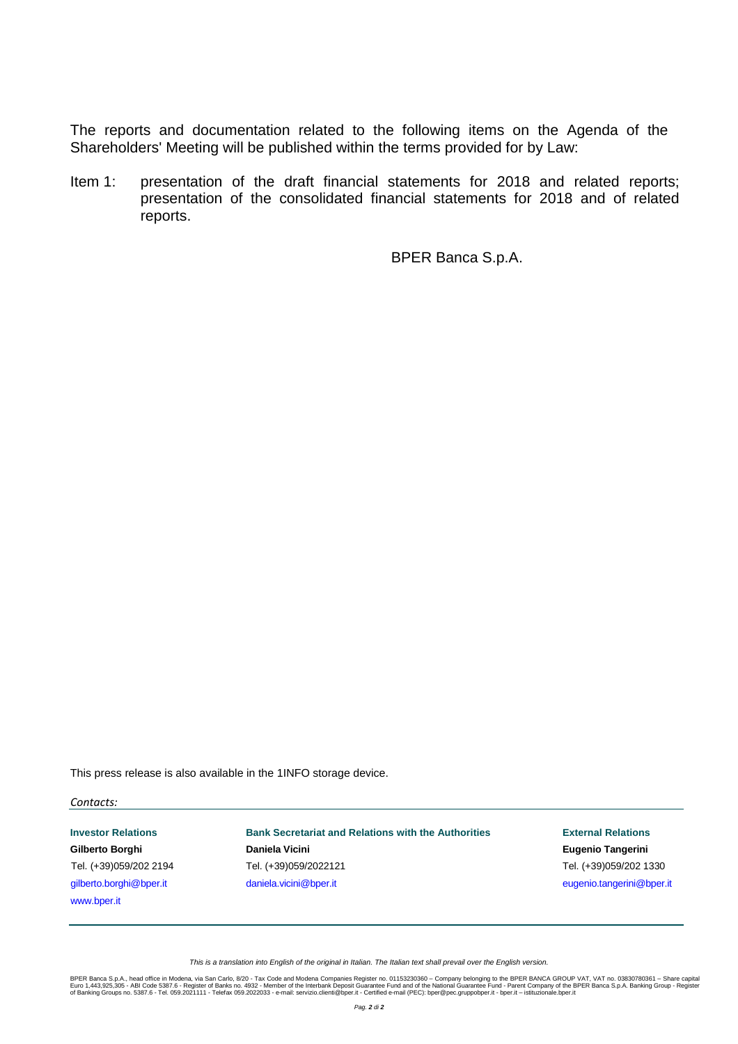The reports and documentation related to the following items on the Agenda of the Shareholders' Meeting will be published within the terms provided for by Law:

Item 1: presentation of the draft financial statements for 2018 and related reports; presentation of the consolidated financial statements for 2018 and of related reports.

BPER Banca S.p.A.

This press release is also available in the 1INFO storage device.

*Contacts:*

| Investor Relations | Bank Secretariat and Relations with the Authorities | External Relations |
|---|---|---|
| **Gilberto Borghi** | **Daniela Vicini** | **Eugenio Tangerini** |
| Tel. (+39)059/202 2194 | Tel. (+39)059/2022121 | Tel. (+39)059/202 1330 |
| gilberto.borghi@bper.it | daniela.vicini@bper.it | eugenio.tangerini@bper.it |
| www.bper.it | | |

*This is a translation into English of the original in Italian. The Italian text shall prevail over the English version.*

BPER Banca S.p.A., head office in Modena, via San Carlo, 8/20 - Tax Code and Modena Companies Register no. 01153230360 – Company belonging to the BPER BANCA GROUP VAT, VAT no. 03830780361 – Share capital Euro 1,443,925,305 - ABI Code 5387.6 - Register of Banks no. 4932 - Member of the Interbank Deposit Guarantee Fund and of the National Guarantee Fund - Parent Company of the BPER Banca S.p.A. Banking Group - Register of Banking Groups no. 5387.6 - Tel. 059.2021111 - Telefax 059.2022033 - e-mail: servizio.clienti@bper.it - Certified e-mail (PEC): bper@pec.gruppobper.it - bper.it – istituzionale.bper.it